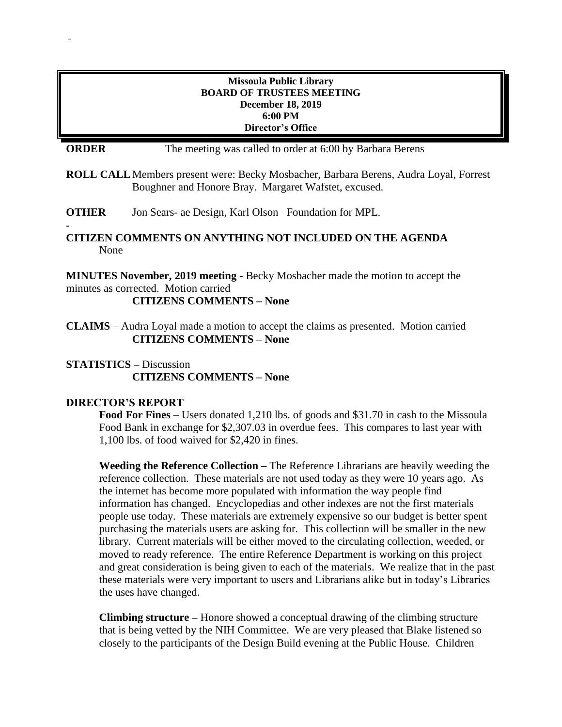**Missoula Public Library**
**BOARD OF TRUSTEES MEETING**
**December 18, 2019**
**6:00 PM**
**Director's Office**

**ORDER** The meeting was called to order at 6:00 by Barbara Berens

**ROLL CALL** Members present were: Becky Mosbacher, Barbara Berens, Audra Loyal, Forrest Boughner and Honore Bray. Margaret Wafstet, excused.

**OTHER** Jon Sears- ae Design, Karl Olson –Foundation for MPL.

**CITIZEN COMMENTS ON ANYTHING NOT INCLUDED ON THE AGENDA**
None

**MINUTES November, 2019 meeting -** Becky Mosbacher made the motion to accept the minutes as corrected. Motion carried

**CITIZENS COMMENTS – None**

**CLAIMS** – Audra Loyal made a motion to accept the claims as presented. Motion carried

**CITIZENS COMMENTS – None**

**STATISTICS –** Discussion

**CITIZENS COMMENTS – None**

**DIRECTOR'S REPORT**

**Food For Fines** – Users donated 1,210 lbs. of goods and $31.70 in cash to the Missoula Food Bank in exchange for $2,307.03 in overdue fees. This compares to last year with 1,100 lbs. of food waived for $2,420 in fines.

**Weeding the Reference Collection –** The Reference Librarians are heavily weeding the reference collection. These materials are not used today as they were 10 years ago. As the internet has become more populated with information the way people find information has changed. Encyclopedias and other indexes are not the first materials people use today. These materials are extremely expensive so our budget is better spent purchasing the materials users are asking for. This collection will be smaller in the new library. Current materials will be either moved to the circulating collection, weeded, or moved to ready reference. The entire Reference Department is working on this project and great consideration is being given to each of the materials. We realize that in the past these materials were very important to users and Librarians alike but in today's Libraries the uses have changed.

**Climbing structure –** Honore showed a conceptual drawing of the climbing structure that is being vetted by the NIH Committee. We are very pleased that Blake listened so closely to the participants of the Design Build evening at the Public House. Children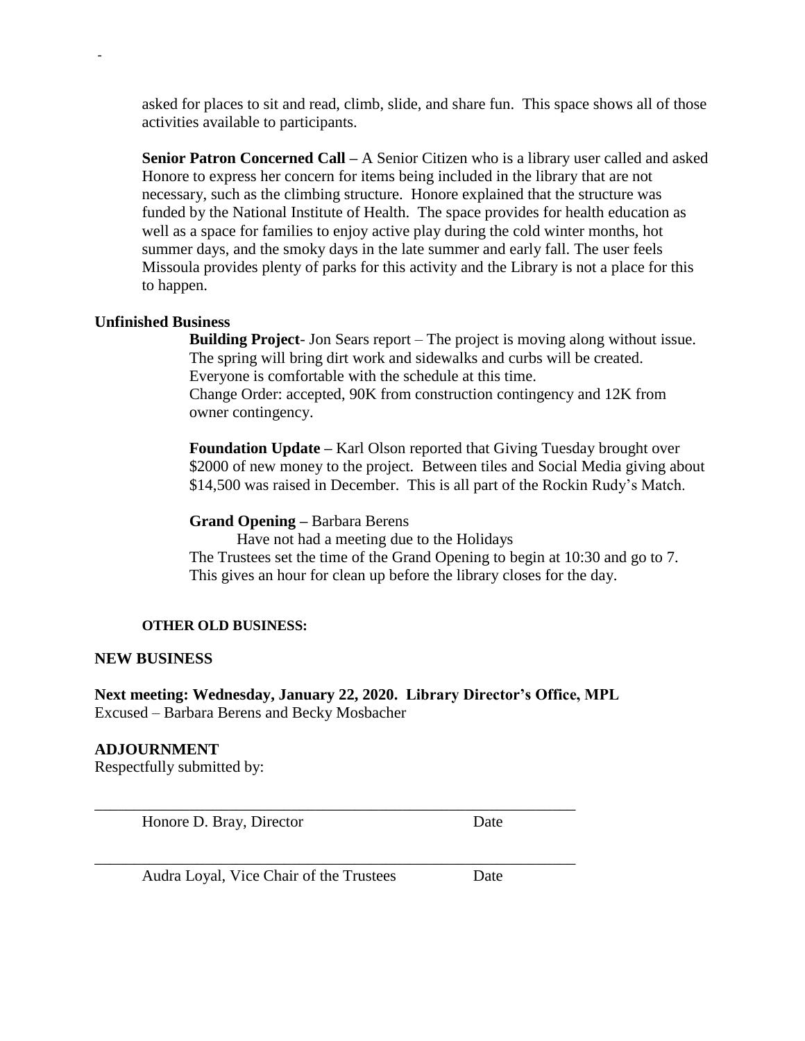-

asked for places to sit and read, climb, slide, and share fun. This space shows all of those activities available to participants.

**Senior Patron Concerned Call –** A Senior Citizen who is a library user called and asked Honore to express her concern for items being included in the library that are not necessary, such as the climbing structure. Honore explained that the structure was funded by the National Institute of Health. The space provides for health education as well as a space for families to enjoy active play during the cold winter months, hot summer days, and the smoky days in the late summer and early fall. The user feels Missoula provides plenty of parks for this activity and the Library is not a place for this to happen.

**Unfinished Business**

**Building Project**- Jon Sears report – The project is moving along without issue. The spring will bring dirt work and sidewalks and curbs will be created. Everyone is comfortable with the schedule at this time.
Change Order: accepted, 90K from construction contingency and 12K from owner contingency.

**Foundation Update –** Karl Olson reported that Giving Tuesday brought over $2000 of new money to the project. Between tiles and Social Media giving about $14,500 was raised in December. This is all part of the Rockin Rudy's Match.

**Grand Opening –** Barbara Berens

Have not had a meeting due to the Holidays

The Trustees set the time of the Grand Opening to begin at 10:30 and go to 7. This gives an hour for clean up before the library closes for the day.

**OTHER OLD BUSINESS:**

**NEW BUSINESS**

**Next meeting: Wednesday, January 22, 2020. Library Director's Office, MPL**
Excused – Barbara Berens and Becky Mosbacher

**ADJOURNMENT**
Respectfully submitted by:

\_\_\_\_\_\_\_\_\_\_\_\_\_\_\_\_\_\_\_\_\_\_\_\_\_\_\_\_\_\_\_\_\_\_\_\_\_\_\_\_\_\_\_\_\_\_\_\_\_\_\_\_\_\_\_\_
Honore D. Bray, Director Date

\_\_\_\_\_\_\_\_\_\_\_\_\_\_\_\_\_\_\_\_\_\_\_\_\_\_\_\_\_\_\_\_\_\_\_\_\_\_\_\_\_\_\_\_\_\_\_\_\_\_\_\_\_\_\_\_
Audra Loyal, Vice Chair of the Trustees Date